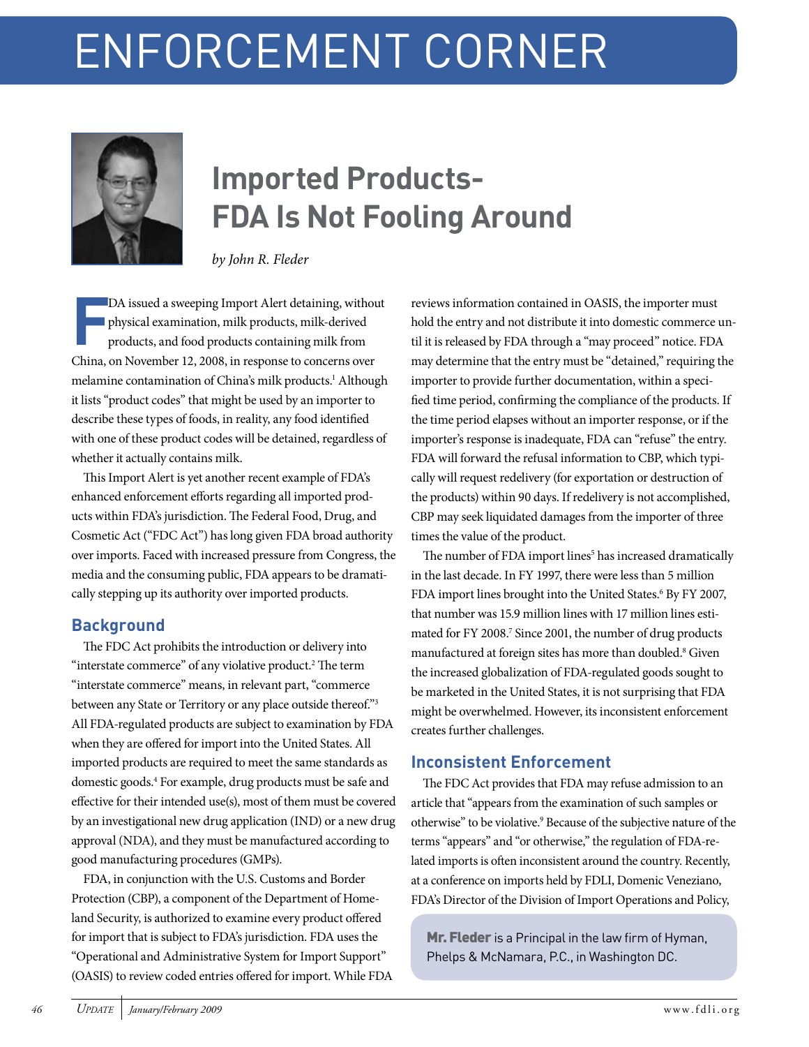# ENFORCEMENT CORNER

## Imported Products-FDA Is Not Fooling Around

*by John R. Fleder*

FDA issued a sweeping Import Alert detaining, without physical examination, milk products, milk-derived products, and food products containing milk from China, on November 12, 2008, in response to concerns over melamine contamination of China's milk products.[1] Although it lists "product codes" that might be used by an importer to describe these types of foods, in reality, any food identified with one of these product codes will be detained, regardless of whether it actually contains milk.

This Import Alert is yet another recent example of FDA's enhanced enforcement efforts regarding all imported products within FDA's jurisdiction. The Federal Food, Drug, and Cosmetic Act ("FDC Act") has long given FDA broad authority over imports. Faced with increased pressure from Congress, the media and the consuming public, FDA appears to be dramatically stepping up its authority over imported products.

### Background

The FDC Act prohibits the introduction or delivery into "interstate commerce" of any violative product.[2] The term "interstate commerce" means, in relevant part, "commerce between any State or Territory or any place outside thereof."[3] All FDA-regulated products are subject to examination by FDA when they are offered for import into the United States. All imported products are required to meet the same standards as domestic goods.[4] For example, drug products must be safe and effective for their intended use(s), most of them must be covered by an investigational new drug application (IND) or a new drug approval (NDA), and they must be manufactured according to good manufacturing procedures (GMPs).

FDA, in conjunction with the U.S. Customs and Border Protection (CBP), a component of the Department of Homeland Security, is authorized to examine every product offered for import that is subject to FDA's jurisdiction. FDA uses the "Operational and Administrative System for Import Support" (OASIS) to review coded entries offered for import. While FDA reviews information contained in OASIS, the importer must hold the entry and not distribute it into domestic commerce until it is released by FDA through a "may proceed" notice. FDA may determine that the entry must be "detained," requiring the importer to provide further documentation, within a specified time period, confirming the compliance of the products. If the time period elapses without an importer response, or if the importer's response is inadequate, FDA can "refuse" the entry. FDA will forward the refusal information to CBP, which typically will request redelivery (for exportation or destruction of the products) within 90 days. If redelivery is not accomplished, CBP may seek liquidated damages from the importer of three times the value of the product.

The number of FDA import lines[5] has increased dramatically in the last decade. In FY 1997, there were less than 5 million FDA import lines brought into the United States.[6] By FY 2007, that number was 15.9 million lines with 17 million lines estimated for FY 2008.[7] Since 2001, the number of drug products manufactured at foreign sites has more than doubled.[8] Given the increased globalization of FDA-regulated goods sought to be marketed in the United States, it is not surprising that FDA might be overwhelmed. However, its inconsistent enforcement creates further challenges.

### Inconsistent Enforcement

The FDC Act provides that FDA may refuse admission to an article that "appears from the examination of such samples or otherwise" to be violative.[9] Because of the subjective nature of the terms "appears" and "or otherwise," the regulation of FDA-related imports is often inconsistent around the country. Recently, at a conference on imports held by FDLI, Domenic Veneziano, FDA's Director of the Division of Import Operations and Policy,

**Mr. Fleder** is a Principal in the law firm of Hyman, Phelps & McNamara, P.C., in Washington DC.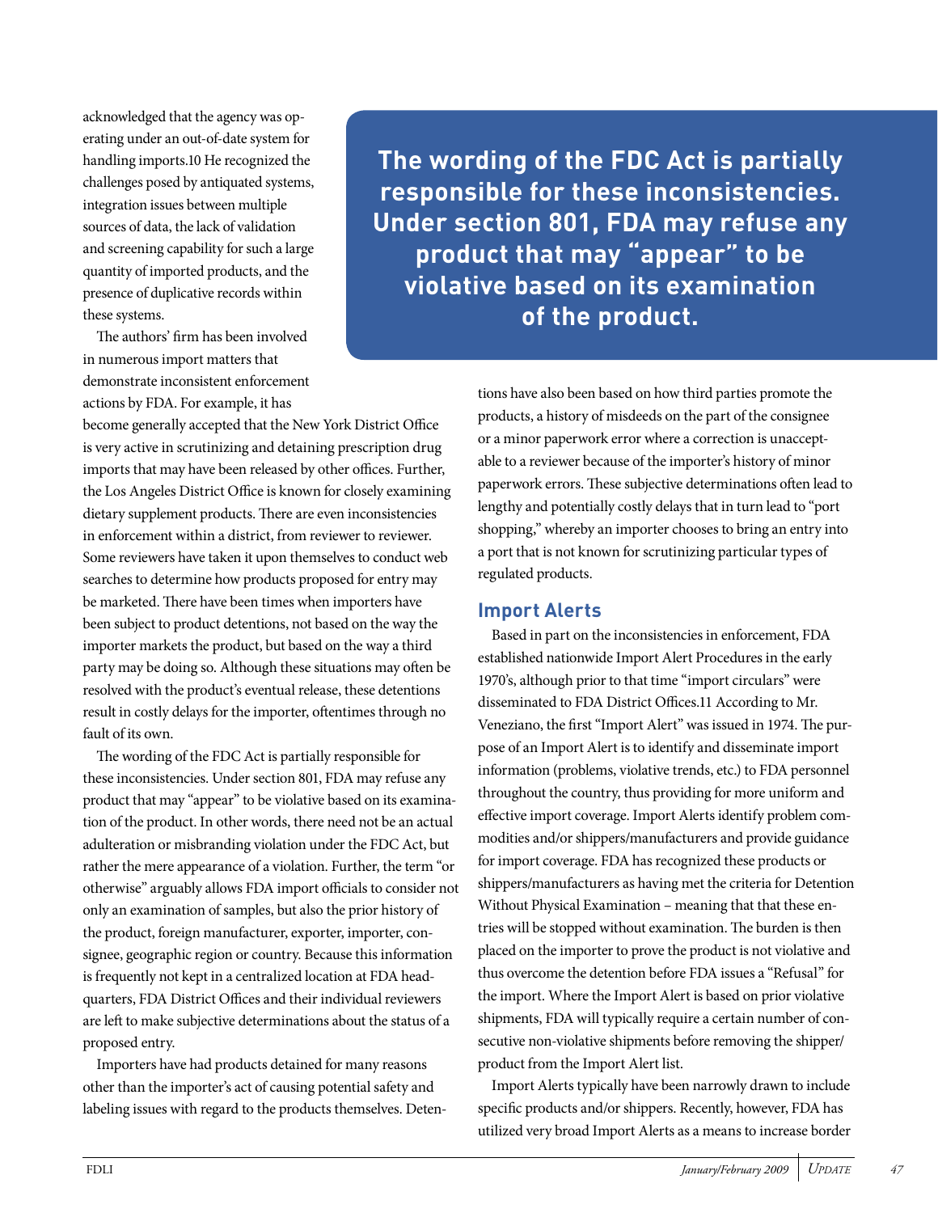acknowledged that the agency was operating under an out-of-date system for handling imports.10 He recognized the challenges posed by antiquated systems, integration issues between multiple sources of data, the lack of validation and screening capability for such a large quantity of imported products, and the presence of duplicative records within these systems.

The authors' firm has been involved in numerous import matters that demonstrate inconsistent enforcement actions by FDA. For example, it has become generally accepted that the New York District Office is very active in scrutinizing and detaining prescription drug imports that may have been released by other offices. Further, the Los Angeles District Office is known for closely examining dietary supplement products. There are even inconsistencies in enforcement within a district, from reviewer to reviewer. Some reviewers have taken it upon themselves to conduct web searches to determine how products proposed for entry may be marketed. There have been times when importers have been subject to product detentions, not based on the way the importer markets the product, but based on the way a third party may be doing so. Although these situations may often be resolved with the product's eventual release, these detentions result in costly delays for the importer, oftentimes through no fault of its own.

**The wording of the FDC Act is partially responsible for these inconsistencies. Under section 801, FDA may refuse any product that may "appear" to be violative based on its examination of the product.**

The wording of the FDC Act is partially responsible for these inconsistencies. Under section 801, FDA may refuse any product that may "appear" to be violative based on its examination of the product. In other words, there need not be an actual adulteration or misbranding violation under the FDC Act, but rather the mere appearance of a violation. Further, the term "or otherwise" arguably allows FDA import officials to consider not only an examination of samples, but also the prior history of the product, foreign manufacturer, exporter, importer, consignee, geographic region or country. Because this information is frequently not kept in a centralized location at FDA headquarters, FDA District Offices and their individual reviewers are left to make subjective determinations about the status of a proposed entry.

Importers have had products detained for many reasons other than the importer's act of causing potential safety and labeling issues with regard to the products themselves. Detentions have also been based on how third parties promote the products, a history of misdeeds on the part of the consignee or a minor paperwork error where a correction is unacceptable to a reviewer because of the importer's history of minor paperwork errors. These subjective determinations often lead to lengthy and potentially costly delays that in turn lead to "port shopping," whereby an importer chooses to bring an entry into a port that is not known for scrutinizing particular types of regulated products.

## Import Alerts

Based in part on the inconsistencies in enforcement, FDA established nationwide Import Alert Procedures in the early 1970's, although prior to that time "import circulars" were disseminated to FDA District Offices.11 According to Mr. Veneziano, the first "Import Alert" was issued in 1974. The purpose of an Import Alert is to identify and disseminate import information (problems, violative trends, etc.) to FDA personnel throughout the country, thus providing for more uniform and effective import coverage. Import Alerts identify problem commodities and/or shippers/manufacturers and provide guidance for import coverage. FDA has recognized these products or shippers/manufacturers as having met the criteria for Detention Without Physical Examination – meaning that that these entries will be stopped without examination. The burden is then placed on the importer to prove the product is not violative and thus overcome the detention before FDA issues a "Refusal" for the import. Where the Import Alert is based on prior violative shipments, FDA will typically require a certain number of consecutive non-violative shipments before removing the shipper/product from the Import Alert list.

Import Alerts typically have been narrowly drawn to include specific products and/or shippers. Recently, however, FDA has utilized very broad Import Alerts as a means to increase border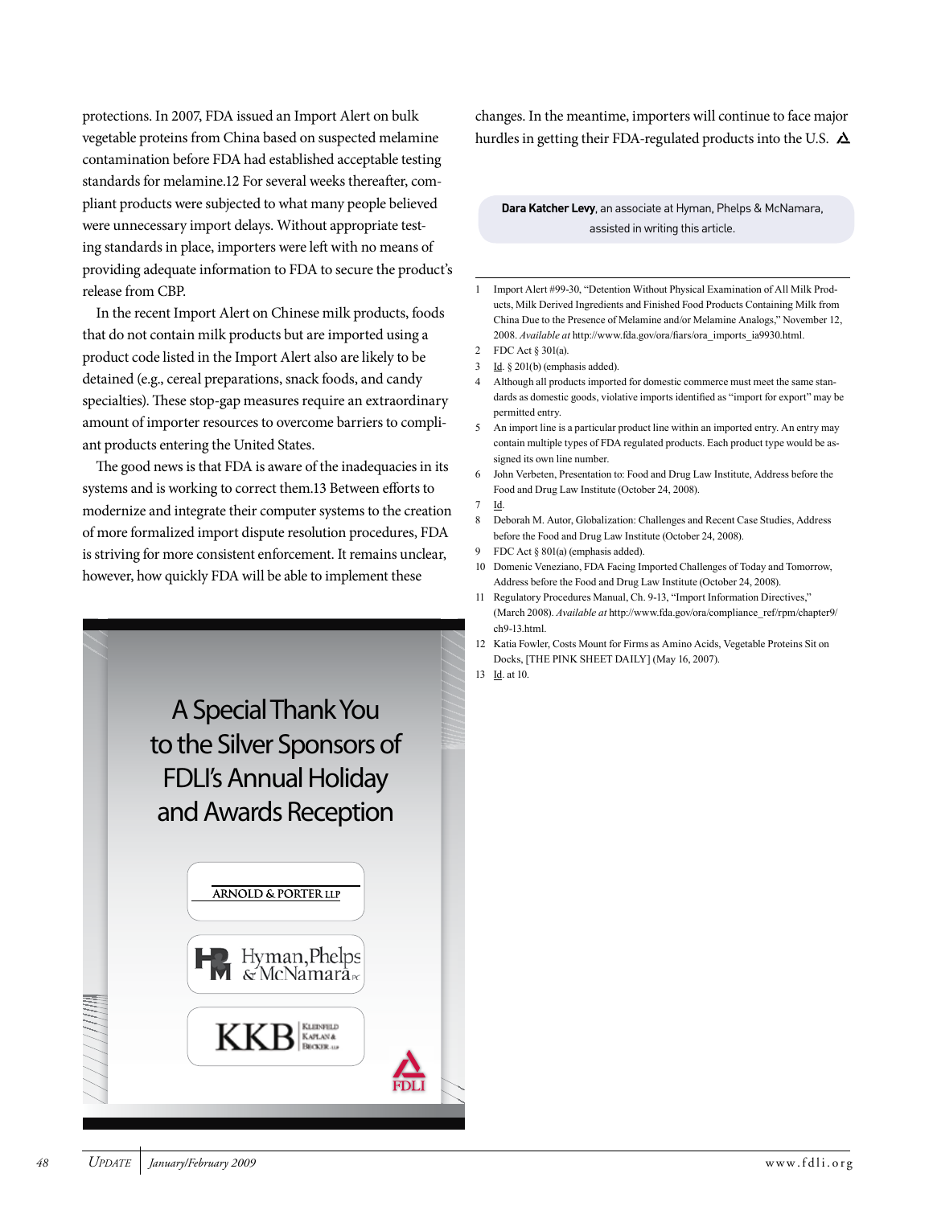protections. In 2007, FDA issued an Import Alert on bulk vegetable proteins from China based on suspected melamine contamination before FDA had established acceptable testing standards for melamine.12 For several weeks thereafter, compliant products were subjected to what many people believed were unnecessary import delays. Without appropriate testing standards in place, importers were left with no means of providing adequate information to FDA to secure the product's release from CBP.

In the recent Import Alert on Chinese milk products, foods that do not contain milk products but are imported using a product code listed in the Import Alert also are likely to be detained (e.g., cereal preparations, snack foods, and candy specialties). These stop-gap measures require an extraordinary amount of importer resources to overcome barriers to compliant products entering the United States.

The good news is that FDA is aware of the inadequacies in its systems and is working to correct them.13 Between efforts to modernize and integrate their computer systems to the creation of more formalized import dispute resolution procedures, FDA is striving for more consistent enforcement. It remains unclear, however, how quickly FDA will be able to implement these changes. In the meantime, importers will continue to face major hurdles in getting their FDA-regulated products into the U.S.

**Dara Katcher Levy**, an associate at Hyman, Phelps & McNamara, assisted in writing this article.

A Special Thank You to the Silver Sponsors of FDLI's Annual Holiday and Awards Reception

ARNOLD & PORTER LLP

Hyman, Phelps & McNamara PC

KKB Kleinfeld Kaplan & Becker LLP

FDLI

1 Import Alert #99-30, "Detention Without Physical Examination of All Milk Products, Milk Derived Ingredients and Finished Food Products Containing Milk from China Due to the Presence of Melamine and/or Melamine Analogs," November 12, 2008. *Available at* http://www.fda.gov/ora/fiars/ora_imports_ia9930.html.

2 FDC Act § 301(a).

3 Id. § 201(b) (emphasis added).

4 Although all products imported for domestic commerce must meet the same standards as domestic goods, violative imports identified as "import for export" may be permitted entry.

5 An import line is a particular product line within an imported entry. An entry may contain multiple types of FDA regulated products. Each product type would be assigned its own line number.

6 John Verbeten, Presentation to: Food and Drug Law Institute, Address before the Food and Drug Law Institute (October 24, 2008).

7 Id.

8 Deborah M. Autor, Globalization: Challenges and Recent Case Studies, Address before the Food and Drug Law Institute (October 24, 2008).

9 FDC Act § 801(a) (emphasis added).

10 Domenic Veneziano, FDA Facing Imported Challenges of Today and Tomorrow, Address before the Food and Drug Law Institute (October 24, 2008).

11 Regulatory Procedures Manual, Ch. 9-13, "Import Information Directives," (March 2008). *Available at* http://www.fda.gov/ora/compliance_ref/rpm/chapter9/ch9-13.html.

12 Katia Fowler, Costs Mount for Firms as Amino Acids, Vegetable Proteins Sit on Docks, [THE PINK SHEET DAILY] (May 16, 2007).

13 Id. at 10.